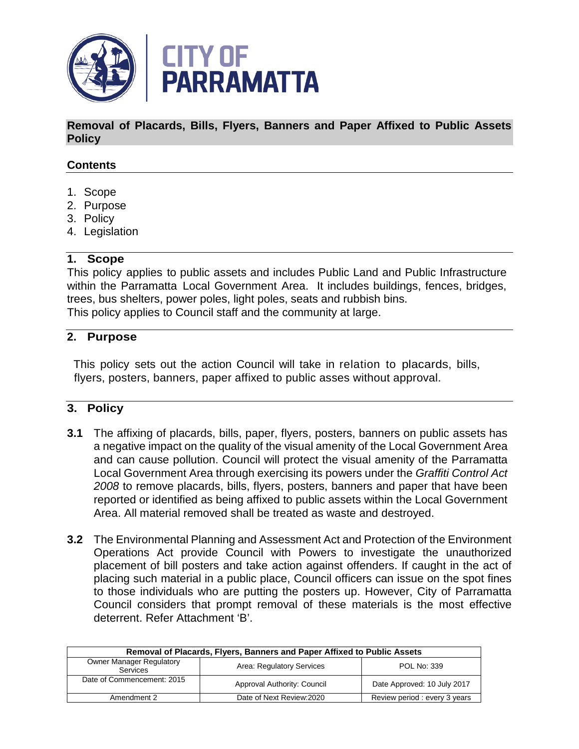CITY OF PARRAMATTA

# Removal of Placards, Bills, Flyers, Banners and Paper Affixed to Public Assets Policy

## Contents

1. Scope
2. Purpose
3. Policy
4. Legislation

## 1. Scope

This policy applies to public assets and includes Public Land and Public Infrastructure within the Parramatta Local Government Area. It includes buildings, fences, bridges, trees, bus shelters, power poles, light poles, seats and rubbish bins.
This policy applies to Council staff and the community at large.

## 2. Purpose

This policy sets out the action Council will take in relation to placards, bills, flyers, posters, banners, paper affixed to public asses without approval.

## 3. Policy

**3.1** The affixing of placards, bills, paper, flyers, posters, banners on public assets has a negative impact on the quality of the visual amenity of the Local Government Area and can cause pollution. Council will protect the visual amenity of the Parramatta Local Government Area through exercising its powers under the *Graffiti Control Act 2008* to remove placards, bills, flyers, posters, banners and paper that have been reported or identified as being affixed to public assets within the Local Government Area. All material removed shall be treated as waste and destroyed.

**3.2** The Environmental Planning and Assessment Act and Protection of the Environment Operations Act provide Council with Powers to investigate the unauthorized placement of bill posters and take action against offenders. If caught in the act of placing such material in a public place, Council officers can issue on the spot fines to those individuals who are putting the posters up. However, City of Parramatta Council considers that prompt removal of these materials is the most effective deterrent. Refer Attachment 'B'.

| Removal of Placards, Flyers, Banners and Paper Affixed to Public Assets | | |
|---|---|---|
| Owner Manager Regulatory Services | Area: Regulatory Services | POL No: 339 |
| Date of Commencement: 2015 | Approval Authority: Council | Date Approved: 10 July 2017 |
| Amendment 2 | Date of Next Review:2020 | Review period : every 3 years |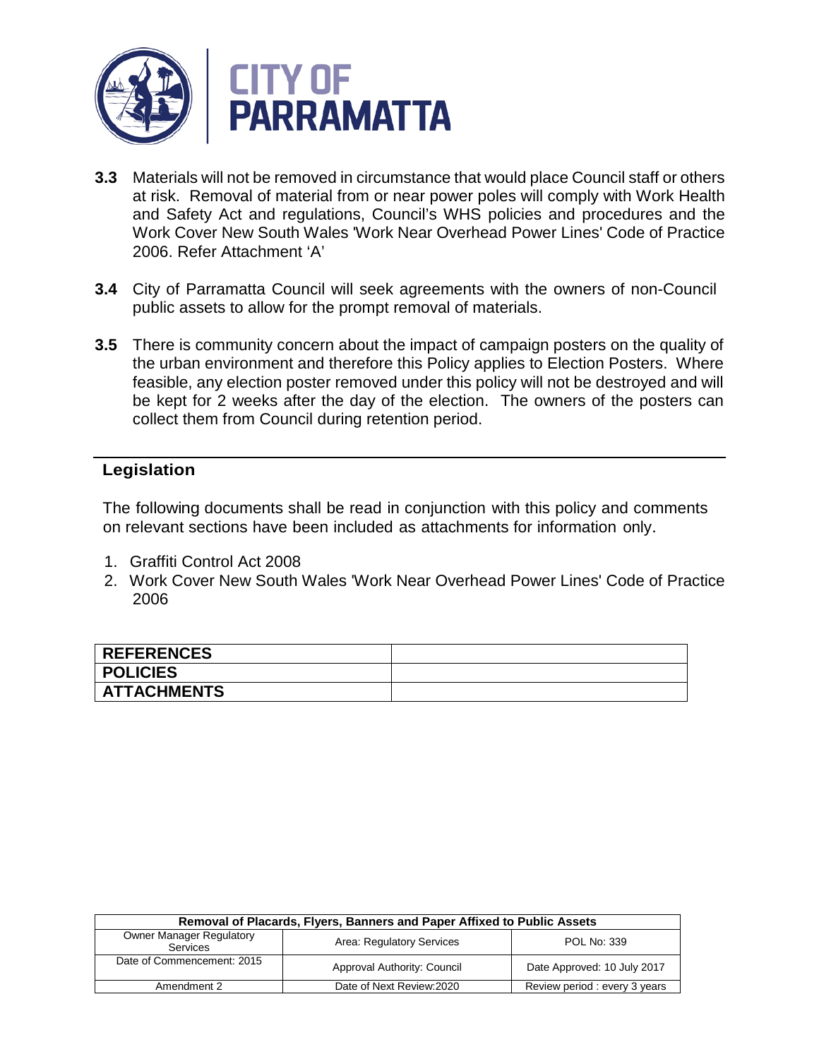**3.3** Materials will not be removed in circumstance that would place Council staff or others at risk. Removal of material from or near power poles will comply with Work Health and Safety Act and regulations, Council's WHS policies and procedures and the Work Cover New South Wales 'Work Near Overhead Power Lines' Code of Practice 2006. Refer Attachment 'A'

**3.4** City of Parramatta Council will seek agreements with the owners of non-Council public assets to allow for the prompt removal of materials.

**3.5** There is community concern about the impact of campaign posters on the quality of the urban environment and therefore this Policy applies to Election Posters. Where feasible, any election poster removed under this policy will not be destroyed and will be kept for 2 weeks after the day of the election. The owners of the posters can collect them from Council during retention period.

## Legislation

The following documents shall be read in conjunction with this policy and comments on relevant sections have been included as attachments for information only.

1. Graffiti Control Act 2008
2. Work Cover New South Wales 'Work Near Overhead Power Lines' Code of Practice 2006

| | |
|---|---|
| **REFERENCES** | |
| **POLICIES** | |
| **ATTACHMENTS** | |

| Removal of Placards, Flyers, Banners and Paper Affixed to Public Assets | | |
|---|---|---|
| Owner Manager Regulatory Services | Area: Regulatory Services | POL No: 339 |
| Date of Commencement: 2015 | Approval Authority: Council | Date Approved: 10 July 2017 |
| Amendment 2 | Date of Next Review:2020 | Review period : every 3 years |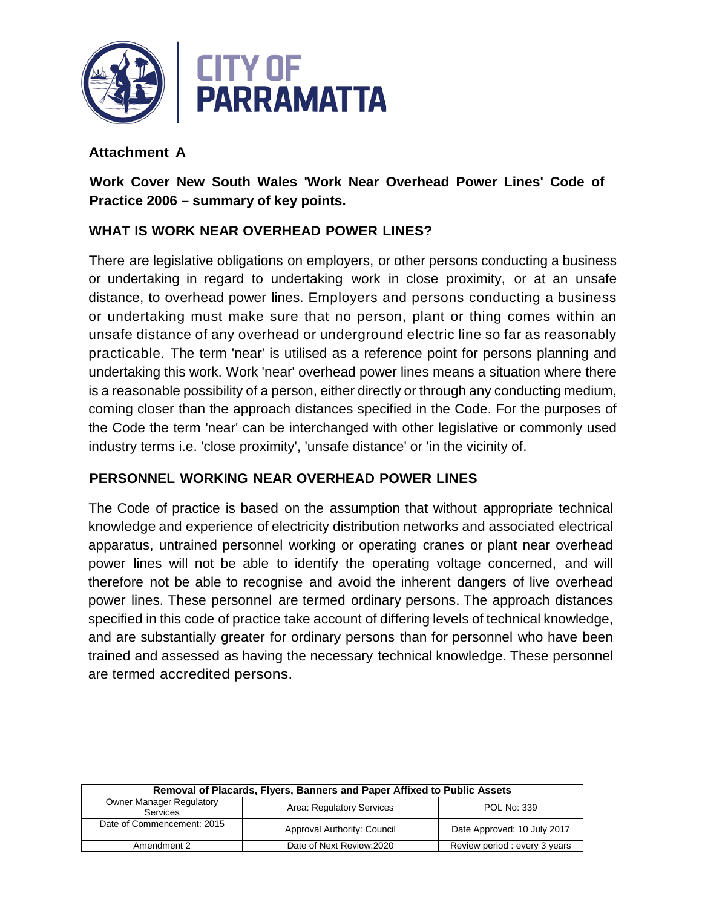**Attachment A**

**Work Cover New South Wales 'Work Near Overhead Power Lines' Code of Practice 2006 – summary of key points.**

## WHAT IS WORK NEAR OVERHEAD POWER LINES?

There are legislative obligations on employers, or other persons conducting a business or undertaking in regard to undertaking work in close proximity, or at an unsafe distance, to overhead power lines. Employers and persons conducting a business or undertaking must make sure that no person, plant or thing comes within an unsafe distance of any overhead or underground electric line so far as reasonably practicable. The term 'near' is utilised as a reference point for persons planning and undertaking this work. Work 'near' overhead power lines means a situation where there is a reasonable possibility of a person, either directly or through any conducting medium, coming closer than the approach distances specified in the Code. For the purposes of the Code the term 'near' can be interchanged with other legislative or commonly used industry terms i.e. 'close proximity', 'unsafe distance' or 'in the vicinity of.

## PERSONNEL WORKING NEAR OVERHEAD POWER LINES

The Code of practice is based on the assumption that without appropriate technical knowledge and experience of electricity distribution networks and associated electrical apparatus, untrained personnel working or operating cranes or plant near overhead power lines will not be able to identify the operating voltage concerned, and will therefore not be able to recognise and avoid the inherent dangers of live overhead power lines. These personnel are termed ordinary persons. The approach distances specified in this code of practice take account of differing levels of technical knowledge, and are substantially greater for ordinary persons than for personnel who have been trained and assessed as having the necessary technical knowledge. These personnel are termed accredited persons.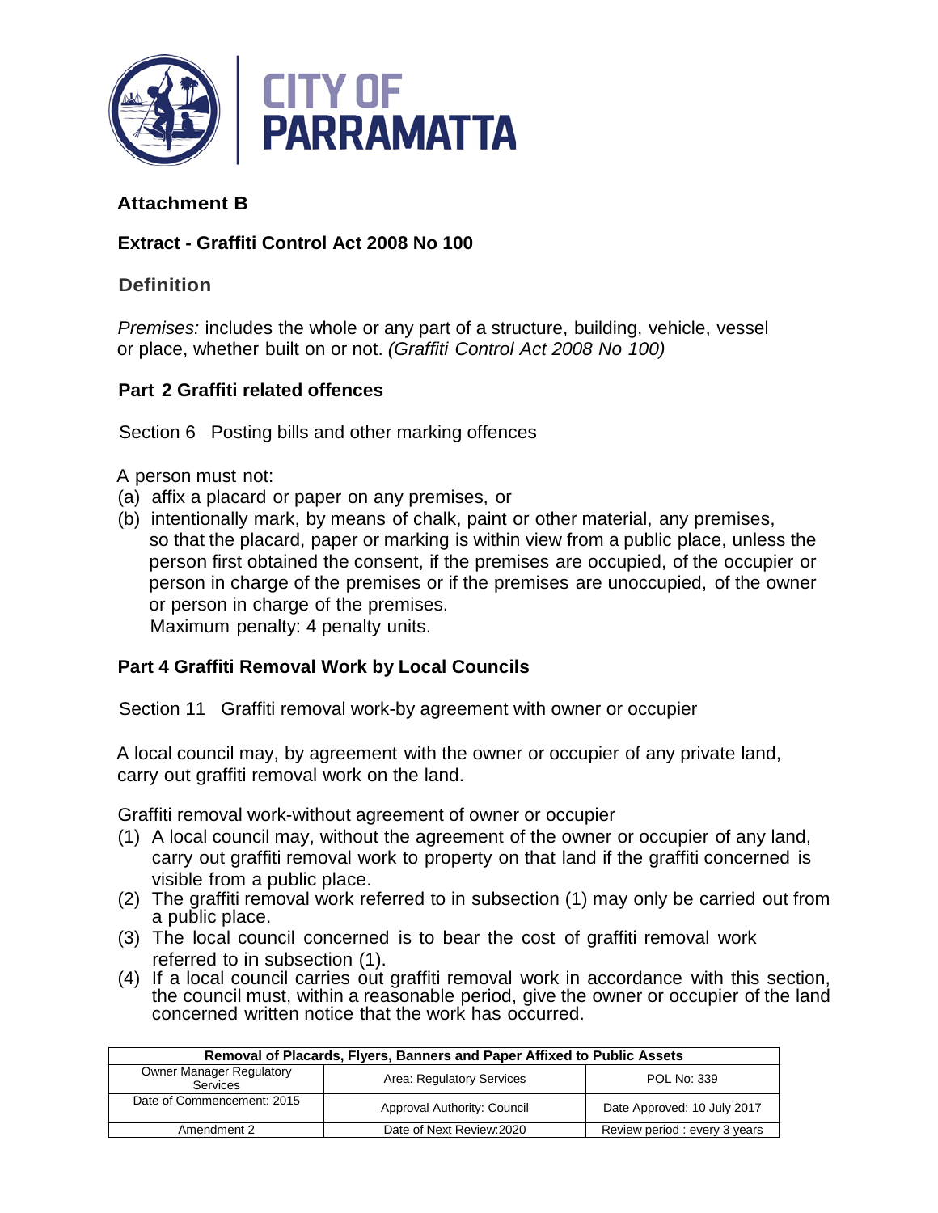## Attachment B

## Extract - Graffiti Control Act 2008 No 100

### Definition

*Premises:* includes the whole or any part of a structure, building, vehicle, vessel or place, whether built on or not. *(Graffiti Control Act 2008 No 100)*

### Part 2 Graffiti related offences

Section 6 Posting bills and other marking offences

A person must not:

(a) affix a placard or paper on any premises, or

(b) intentionally mark, by means of chalk, paint or other material, any premises,

so that the placard, paper or marking is within view from a public place, unless the person first obtained the consent, if the premises are occupied, of the occupier or person in charge of the premises or if the premises are unoccupied, of the owner or person in charge of the premises.

Maximum penalty: 4 penalty units.

### Part 4 Graffiti Removal Work by Local Councils

Section 11 Graffiti removal work-by agreement with owner or occupier

A local council may, by agreement with the owner or occupier of any private land, carry out graffiti removal work on the land.

Graffiti removal work-without agreement of owner or occupier

(1) A local council may, without the agreement of the owner or occupier of any land, carry out graffiti removal work to property on that land if the graffiti concerned is visible from a public place.

(2) The graffiti removal work referred to in subsection (1) may only be carried out from a public place.

(3) The local council concerned is to bear the cost of graffiti removal work referred to in subsection (1).

(4) If a local council carries out graffiti removal work in accordance with this section, the council must, within a reasonable period, give the owner or occupier of the land concerned written notice that the work has occurred.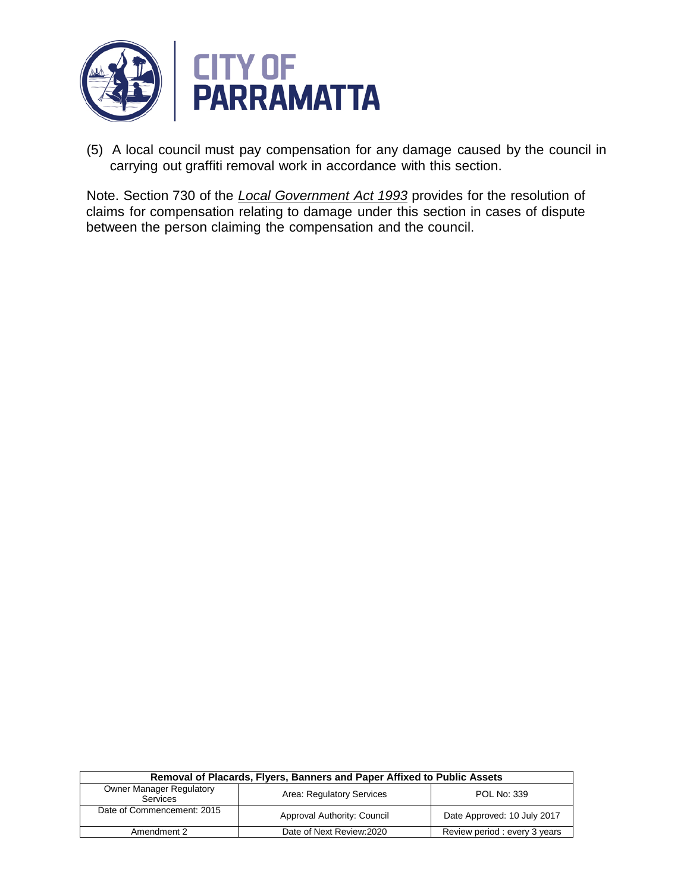(5) A local council must pay compensation for any damage caused by the council in carrying out graffiti removal work in accordance with this section.

Note. Section 730 of the *Local Government Act 1993* provides for the resolution of claims for compensation relating to damage under this section in cases of dispute between the person claiming the compensation and the council.